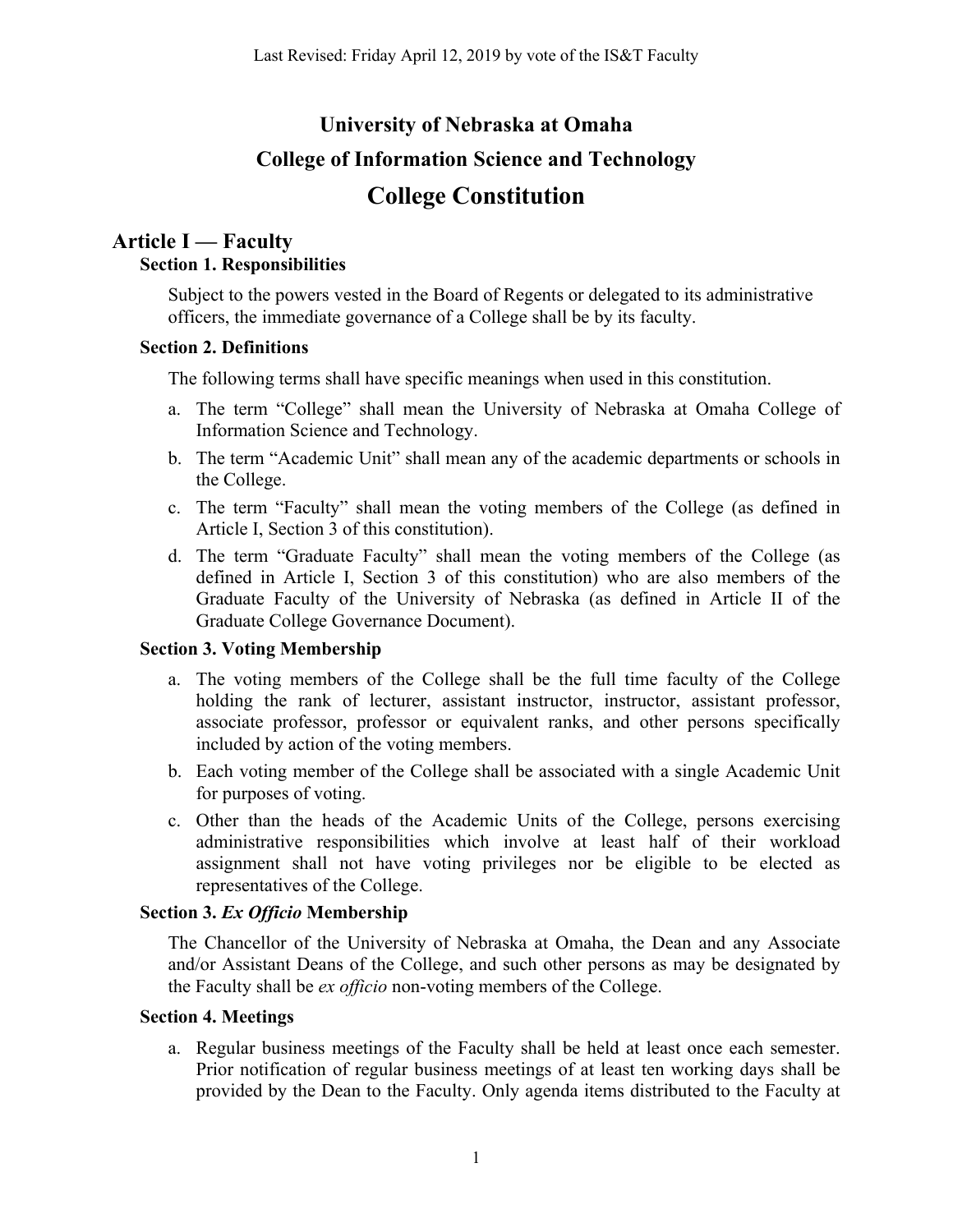Last Revised: Friday April 12, 2019 by vote of the IS&T Faculty

# University of Nebraska at Omaha

# College of Information Science and Technology

# College Constitution

## Article I — Faculty

### Section 1. Responsibilities

Subject to the powers vested in the Board of Regents or delegated to its administrative officers, the immediate governance of a College shall be by its faculty.

### Section 2. Definitions

The following terms shall have specific meanings when used in this constitution.

a. The term “College” shall mean the University of Nebraska at Omaha College of Information Science and Technology.
b. The term “Academic Unit” shall mean any of the academic departments or schools in the College.
c. The term “Faculty” shall mean the voting members of the College (as defined in Article I, Section 3 of this constitution).
d. The term “Graduate Faculty” shall mean the voting members of the College (as defined in Article I, Section 3 of this constitution) who are also members of the Graduate Faculty of the University of Nebraska (as defined in Article II of the Graduate College Governance Document).

### Section 3. Voting Membership

a. The voting members of the College shall be the full time faculty of the College holding the rank of lecturer, assistant instructor, instructor, assistant professor, associate professor, professor or equivalent ranks, and other persons specifically included by action of the voting members.
b. Each voting member of the College shall be associated with a single Academic Unit for purposes of voting.
c. Other than the heads of the Academic Units of the College, persons exercising administrative responsibilities which involve at least half of their workload assignment shall not have voting privileges nor be eligible to be elected as representatives of the College.

### Section 3. *Ex Officio* Membership

The Chancellor of the University of Nebraska at Omaha, the Dean and any Associate and/or Assistant Deans of the College, and such other persons as may be designated by the Faculty shall be *ex officio* non-voting members of the College.

### Section 4. Meetings

a. Regular business meetings of the Faculty shall be held at least once each semester. Prior notification of regular business meetings of at least ten working days shall be provided by the Dean to the Faculty. Only agenda items distributed to the Faculty at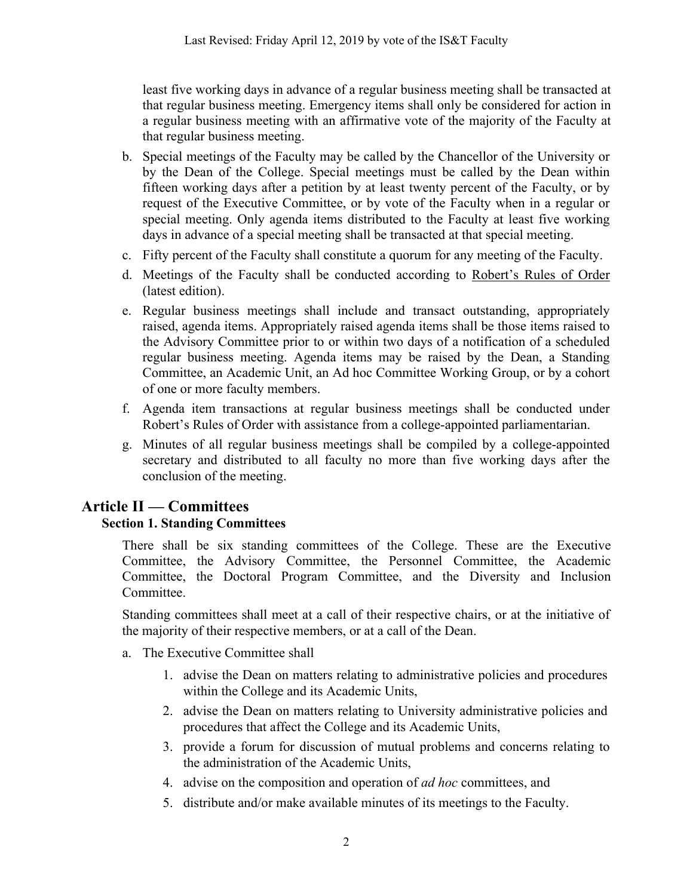least five working days in advance of a regular business meeting shall be transacted at that regular business meeting. Emergency items shall only be considered for action in a regular business meeting with an affirmative vote of the majority of the Faculty at that regular business meeting.

b. Special meetings of the Faculty may be called by the Chancellor of the University or by the Dean of the College. Special meetings must be called by the Dean within fifteen working days after a petition by at least twenty percent of the Faculty, or by request of the Executive Committee, or by vote of the Faculty when in a regular or special meeting. Only agenda items distributed to the Faculty at least five working days in advance of a special meeting shall be transacted at that special meeting.

c. Fifty percent of the Faculty shall constitute a quorum for any meeting of the Faculty.

d. Meetings of the Faculty shall be conducted according to Robert's Rules of Order (latest edition).

e. Regular business meetings shall include and transact outstanding, appropriately raised, agenda items. Appropriately raised agenda items shall be those items raised to the Advisory Committee prior to or within two days of a notification of a scheduled regular business meeting. Agenda items may be raised by the Dean, a Standing Committee, an Academic Unit, an Ad hoc Committee Working Group, or by a cohort of one or more faculty members.

f. Agenda item transactions at regular business meetings shall be conducted under Robert's Rules of Order with assistance from a college-appointed parliamentarian.

g. Minutes of all regular business meetings shall be compiled by a college-appointed secretary and distributed to all faculty no more than five working days after the conclusion of the meeting.

## Article II — Committees

### Section 1. Standing Committees

There shall be six standing committees of the College. These are the Executive Committee, the Advisory Committee, the Personnel Committee, the Academic Committee, the Doctoral Program Committee, and the Diversity and Inclusion Committee.

Standing committees shall meet at a call of their respective chairs, or at the initiative of the majority of their respective members, or at a call of the Dean.

a. The Executive Committee shall

1. advise the Dean on matters relating to administrative policies and procedures within the College and its Academic Units,
2. advise the Dean on matters relating to University administrative policies and procedures that affect the College and its Academic Units,
3. provide a forum for discussion of mutual problems and concerns relating to the administration of the Academic Units,
4. advise on the composition and operation of *ad hoc* committees, and
5. distribute and/or make available minutes of its meetings to the Faculty.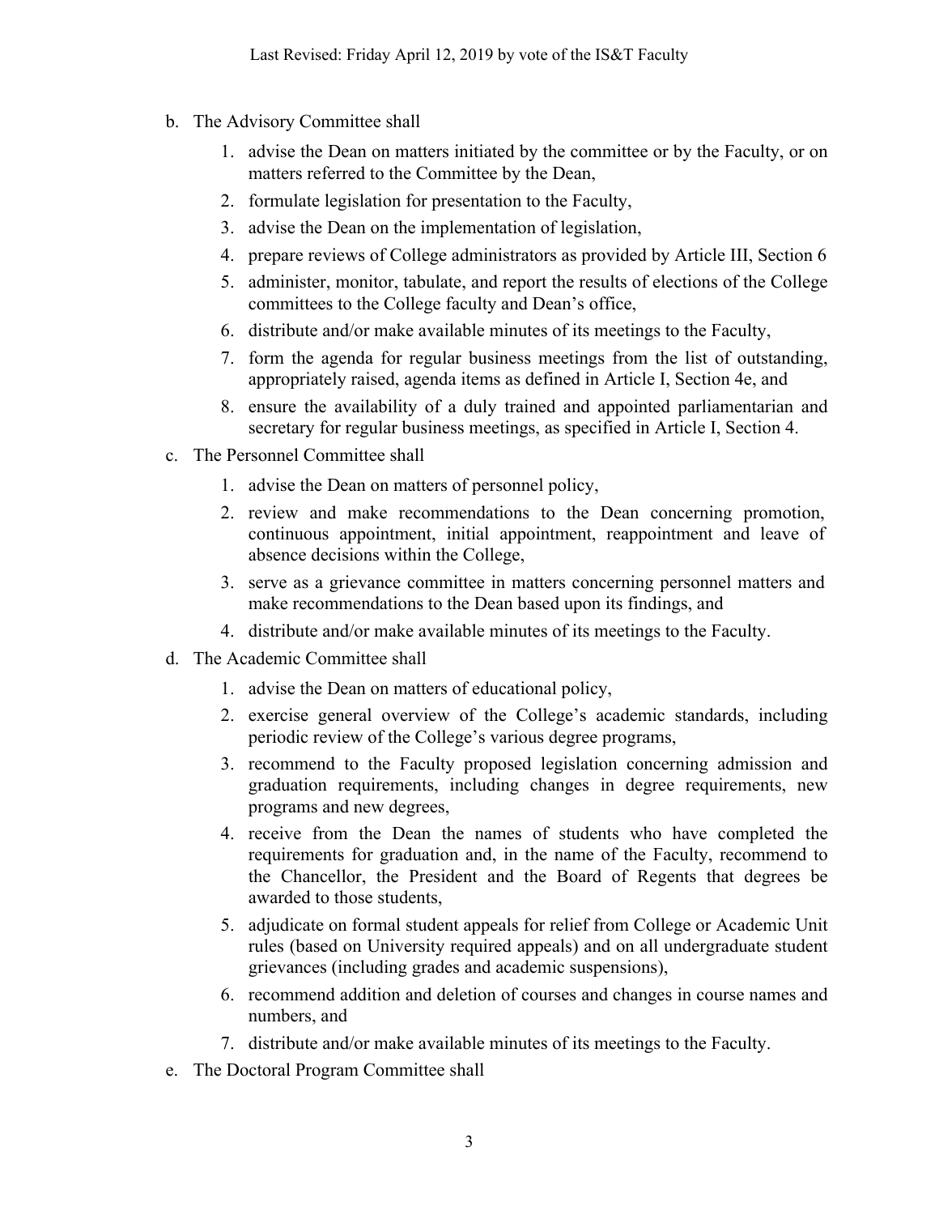b. The Advisory Committee shall

   1. advise the Dean on matters initiated by the committee or by the Faculty, or on matters referred to the Committee by the Dean,
   2. formulate legislation for presentation to the Faculty,
   3. advise the Dean on the implementation of legislation,
   4. prepare reviews of College administrators as provided by Article III, Section 6
   5. administer, monitor, tabulate, and report the results of elections of the College committees to the College faculty and Dean's office,
   6. distribute and/or make available minutes of its meetings to the Faculty,
   7. form the agenda for regular business meetings from the list of outstanding, appropriately raised, agenda items as defined in Article I, Section 4e, and
   8. ensure the availability of a duly trained and appointed parliamentarian and secretary for regular business meetings, as specified in Article I, Section 4.

c. The Personnel Committee shall

   1. advise the Dean on matters of personnel policy,
   2. review and make recommendations to the Dean concerning promotion, continuous appointment, initial appointment, reappointment and leave of absence decisions within the College,
   3. serve as a grievance committee in matters concerning personnel matters and make recommendations to the Dean based upon its findings, and
   4. distribute and/or make available minutes of its meetings to the Faculty.

d. The Academic Committee shall

   1. advise the Dean on matters of educational policy,
   2. exercise general overview of the College's academic standards, including periodic review of the College's various degree programs,
   3. recommend to the Faculty proposed legislation concerning admission and graduation requirements, including changes in degree requirements, new programs and new degrees,
   4. receive from the Dean the names of students who have completed the requirements for graduation and, in the name of the Faculty, recommend to the Chancellor, the President and the Board of Regents that degrees be awarded to those students,
   5. adjudicate on formal student appeals for relief from College or Academic Unit rules (based on University required appeals) and on all undergraduate student grievances (including grades and academic suspensions),
   6. recommend addition and deletion of courses and changes in course names and numbers, and
   7. distribute and/or make available minutes of its meetings to the Faculty.

e. The Doctoral Program Committee shall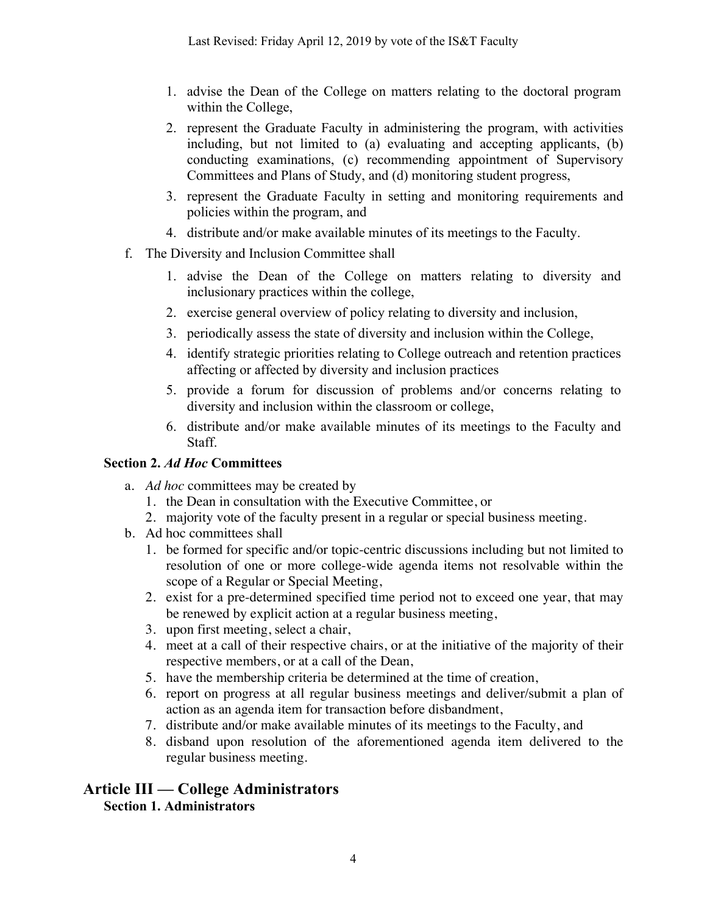1. advise the Dean of the College on matters relating to the doctoral program within the College,
2. represent the Graduate Faculty in administering the program, with activities including, but not limited to (a) evaluating and accepting applicants, (b) conducting examinations, (c) recommending appointment of Supervisory Committees and Plans of Study, and (d) monitoring student progress,
3. represent the Graduate Faculty in setting and monitoring requirements and policies within the program, and
4. distribute and/or make available minutes of its meetings to the Faculty.

f. The Diversity and Inclusion Committee shall

1. advise the Dean of the College on matters relating to diversity and inclusionary practices within the college,
2. exercise general overview of policy relating to diversity and inclusion,
3. periodically assess the state of diversity and inclusion within the College,
4. identify strategic priorities relating to College outreach and retention practices affecting or affected by diversity and inclusion practices
5. provide a forum for discussion of problems and/or concerns relating to diversity and inclusion within the classroom or college,
6. distribute and/or make available minutes of its meetings to the Faculty and Staff.

### Section 2. *Ad Hoc* Committees

a. *Ad hoc* committees may be created by
   1. the Dean in consultation with the Executive Committee, or
   2. majority vote of the faculty present in a regular or special business meeting.

b. Ad hoc committees shall
   1. be formed for specific and/or topic-centric discussions including but not limited to resolution of one or more college-wide agenda items not resolvable within the scope of a Regular or Special Meeting,
   2. exist for a pre-determined specified time period not to exceed one year, that may be renewed by explicit action at a regular business meeting,
   3. upon first meeting, select a chair,
   4. meet at a call of their respective chairs, or at the initiative of the majority of their respective members, or at a call of the Dean,
   5. have the membership criteria be determined at the time of creation,
   6. report on progress at all regular business meetings and deliver/submit a plan of action as an agenda item for transaction before disbandment,
   7. distribute and/or make available minutes of its meetings to the Faculty, and
   8. disband upon resolution of the aforementioned agenda item delivered to the regular business meeting.

## Article III — College Administrators

### Section 1. Administrators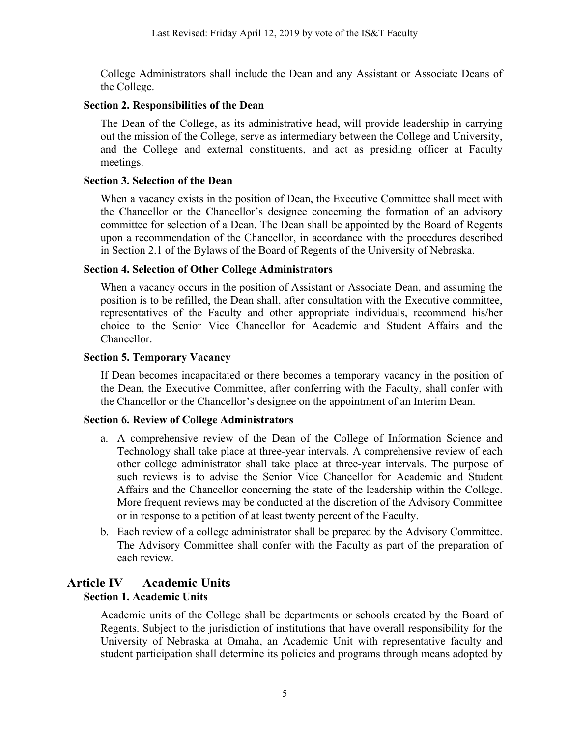College Administrators shall include the Dean and any Assistant or Associate Deans of the College.

### Section 2. Responsibilities of the Dean

The Dean of the College, as its administrative head, will provide leadership in carrying out the mission of the College, serve as intermediary between the College and University, and the College and external constituents, and act as presiding officer at Faculty meetings.

### Section 3. Selection of the Dean

When a vacancy exists in the position of Dean, the Executive Committee shall meet with the Chancellor or the Chancellor's designee concerning the formation of an advisory committee for selection of a Dean. The Dean shall be appointed by the Board of Regents upon a recommendation of the Chancellor, in accordance with the procedures described in Section 2.1 of the Bylaws of the Board of Regents of the University of Nebraska.

### Section 4. Selection of Other College Administrators

When a vacancy occurs in the position of Assistant or Associate Dean, and assuming the position is to be refilled, the Dean shall, after consultation with the Executive committee, representatives of the Faculty and other appropriate individuals, recommend his/her choice to the Senior Vice Chancellor for Academic and Student Affairs and the Chancellor.

### Section 5. Temporary Vacancy

If Dean becomes incapacitated or there becomes a temporary vacancy in the position of the Dean, the Executive Committee, after conferring with the Faculty, shall confer with the Chancellor or the Chancellor's designee on the appointment of an Interim Dean.

### Section 6. Review of College Administrators

a. A comprehensive review of the Dean of the College of Information Science and Technology shall take place at three-year intervals. A comprehensive review of each other college administrator shall take place at three-year intervals. The purpose of such reviews is to advise the Senior Vice Chancellor for Academic and Student Affairs and the Chancellor concerning the state of the leadership within the College. More frequent reviews may be conducted at the discretion of the Advisory Committee or in response to a petition of at least twenty percent of the Faculty.

b. Each review of a college administrator shall be prepared by the Advisory Committee. The Advisory Committee shall confer with the Faculty as part of the preparation of each review.

## Article IV — Academic Units

### Section 1. Academic Units

Academic units of the College shall be departments or schools created by the Board of Regents. Subject to the jurisdiction of institutions that have overall responsibility for the University of Nebraska at Omaha, an Academic Unit with representative faculty and student participation shall determine its policies and programs through means adopted by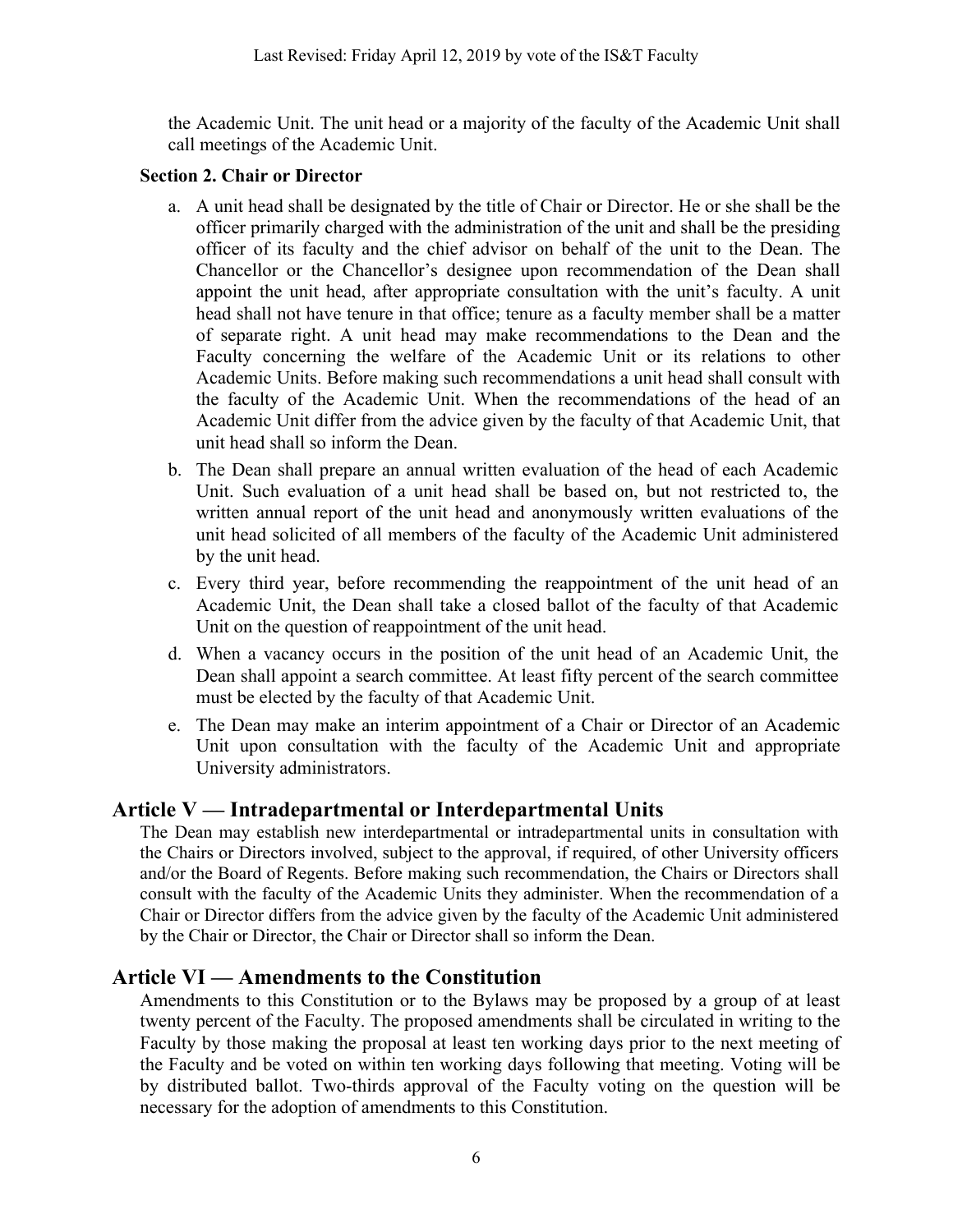the Academic Unit. The unit head or a majority of the faculty of the Academic Unit shall call meetings of the Academic Unit.

**Section 2. Chair or Director**

a. A unit head shall be designated by the title of Chair or Director. He or she shall be the officer primarily charged with the administration of the unit and shall be the presiding officer of its faculty and the chief advisor on behalf of the unit to the Dean. The Chancellor or the Chancellor's designee upon recommendation of the Dean shall appoint the unit head, after appropriate consultation with the unit's faculty. A unit head shall not have tenure in that office; tenure as a faculty member shall be a matter of separate right. A unit head may make recommendations to the Dean and the Faculty concerning the welfare of the Academic Unit or its relations to other Academic Units. Before making such recommendations a unit head shall consult with the faculty of the Academic Unit. When the recommendations of the head of an Academic Unit differ from the advice given by the faculty of that Academic Unit, that unit head shall so inform the Dean.

b. The Dean shall prepare an annual written evaluation of the head of each Academic Unit. Such evaluation of a unit head shall be based on, but not restricted to, the written annual report of the unit head and anonymously written evaluations of the unit head solicited of all members of the faculty of the Academic Unit administered by the unit head.

c. Every third year, before recommending the reappointment of the unit head of an Academic Unit, the Dean shall take a closed ballot of the faculty of that Academic Unit on the question of reappointment of the unit head.

d. When a vacancy occurs in the position of the unit head of an Academic Unit, the Dean shall appoint a search committee. At least fifty percent of the search committee must be elected by the faculty of that Academic Unit.

e. The Dean may make an interim appointment of a Chair or Director of an Academic Unit upon consultation with the faculty of the Academic Unit and appropriate University administrators.

## Article V — Intradepartmental or Interdepartmental Units

The Dean may establish new interdepartmental or intradepartmental units in consultation with the Chairs or Directors involved, subject to the approval, if required, of other University officers and/or the Board of Regents. Before making such recommendation, the Chairs or Directors shall consult with the faculty of the Academic Units they administer. When the recommendation of a Chair or Director differs from the advice given by the faculty of the Academic Unit administered by the Chair or Director, the Chair or Director shall so inform the Dean.

## Article VI — Amendments to the Constitution

Amendments to this Constitution or to the Bylaws may be proposed by a group of at least twenty percent of the Faculty. The proposed amendments shall be circulated in writing to the Faculty by those making the proposal at least ten working days prior to the next meeting of the Faculty and be voted on within ten working days following that meeting. Voting will be by distributed ballot. Two-thirds approval of the Faculty voting on the question will be necessary for the adoption of amendments to this Constitution.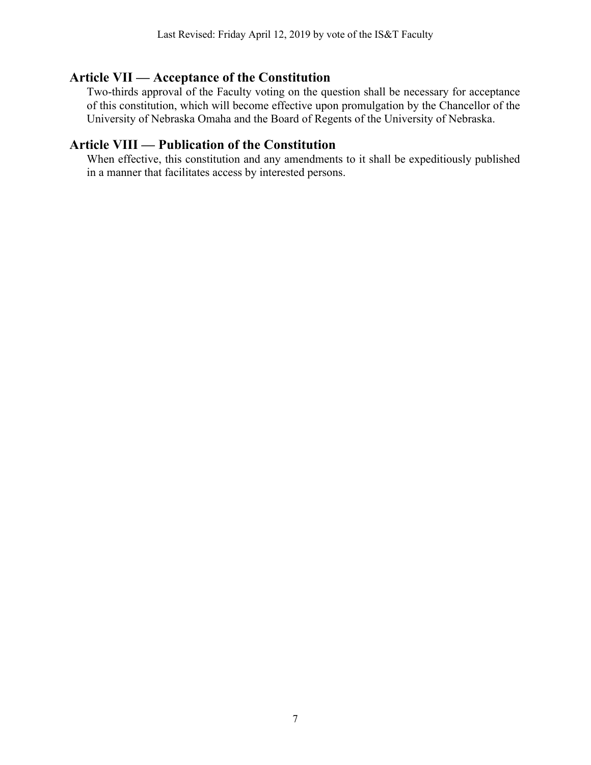## Article VII — Acceptance of the Constitution

Two-thirds approval of the Faculty voting on the question shall be necessary for acceptance of this constitution, which will become effective upon promulgation by the Chancellor of the University of Nebraska Omaha and the Board of Regents of the University of Nebraska.

## Article VIII — Publication of the Constitution

When effective, this constitution and any amendments to it shall be expeditiously published in a manner that facilitates access by interested persons.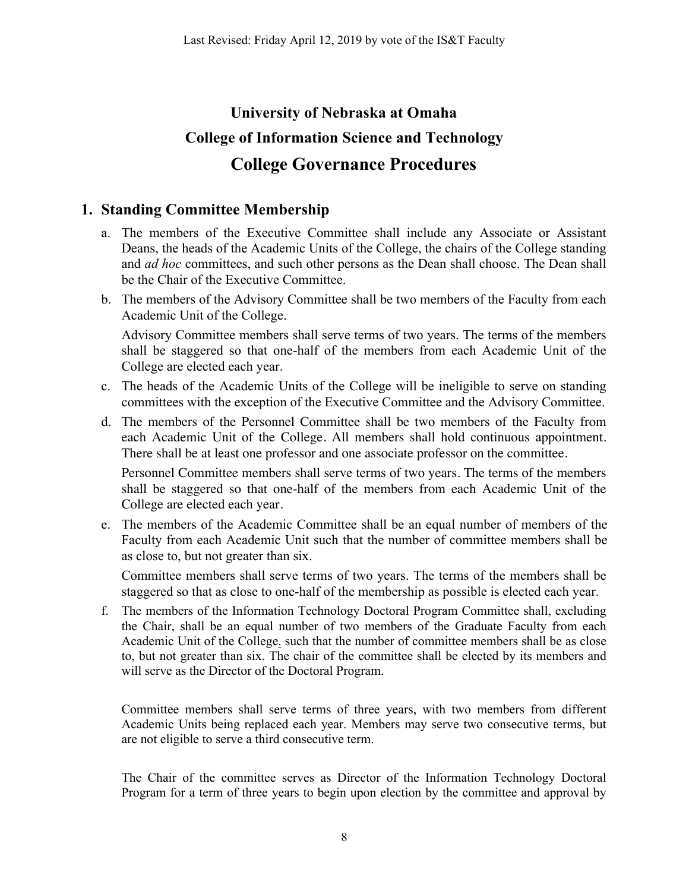# University of Nebraska at Omaha

# College of Information Science and Technology

# College Governance Procedures

## 1. Standing Committee Membership

a. The members of the Executive Committee shall include any Associate or Assistant Deans, the heads of the Academic Units of the College, the chairs of the College standing and *ad hoc* committees, and such other persons as the Dean shall choose. The Dean shall be the Chair of the Executive Committee.

b. The members of the Advisory Committee shall be two members of the Faculty from each Academic Unit of the College.

   Advisory Committee members shall serve terms of two years. The terms of the members shall be staggered so that one-half of the members from each Academic Unit of the College are elected each year.

c. The heads of the Academic Units of the College will be ineligible to serve on standing committees with the exception of the Executive Committee and the Advisory Committee.

d. The members of the Personnel Committee shall be two members of the Faculty from each Academic Unit of the College. All members shall hold continuous appointment. There shall be at least one professor and one associate professor on the committee.

   Personnel Committee members shall serve terms of two years. The terms of the members shall be staggered so that one-half of the members from each Academic Unit of the College are elected each year.

e. The members of the Academic Committee shall be an equal number of members of the Faculty from each Academic Unit such that the number of committee members shall be as close to, but not greater than six.

   Committee members shall serve terms of two years. The terms of the members shall be staggered so that as close to one-half of the membership as possible is elected each year.

f. The members of the Information Technology Doctoral Program Committee shall, excluding the Chair, shall be an equal number of two members of the Graduate Faculty from each Academic Unit of the College. such that the number of committee members shall be as close to, but not greater than six. The chair of the committee shall be elected by its members and will serve as the Director of the Doctoral Program.

   Committee members shall serve terms of three years, with two members from different Academic Units being replaced each year. Members may serve two consecutive terms, but are not eligible to serve a third consecutive term.

   The Chair of the committee serves as Director of the Information Technology Doctoral Program for a term of three years to begin upon election by the committee and approval by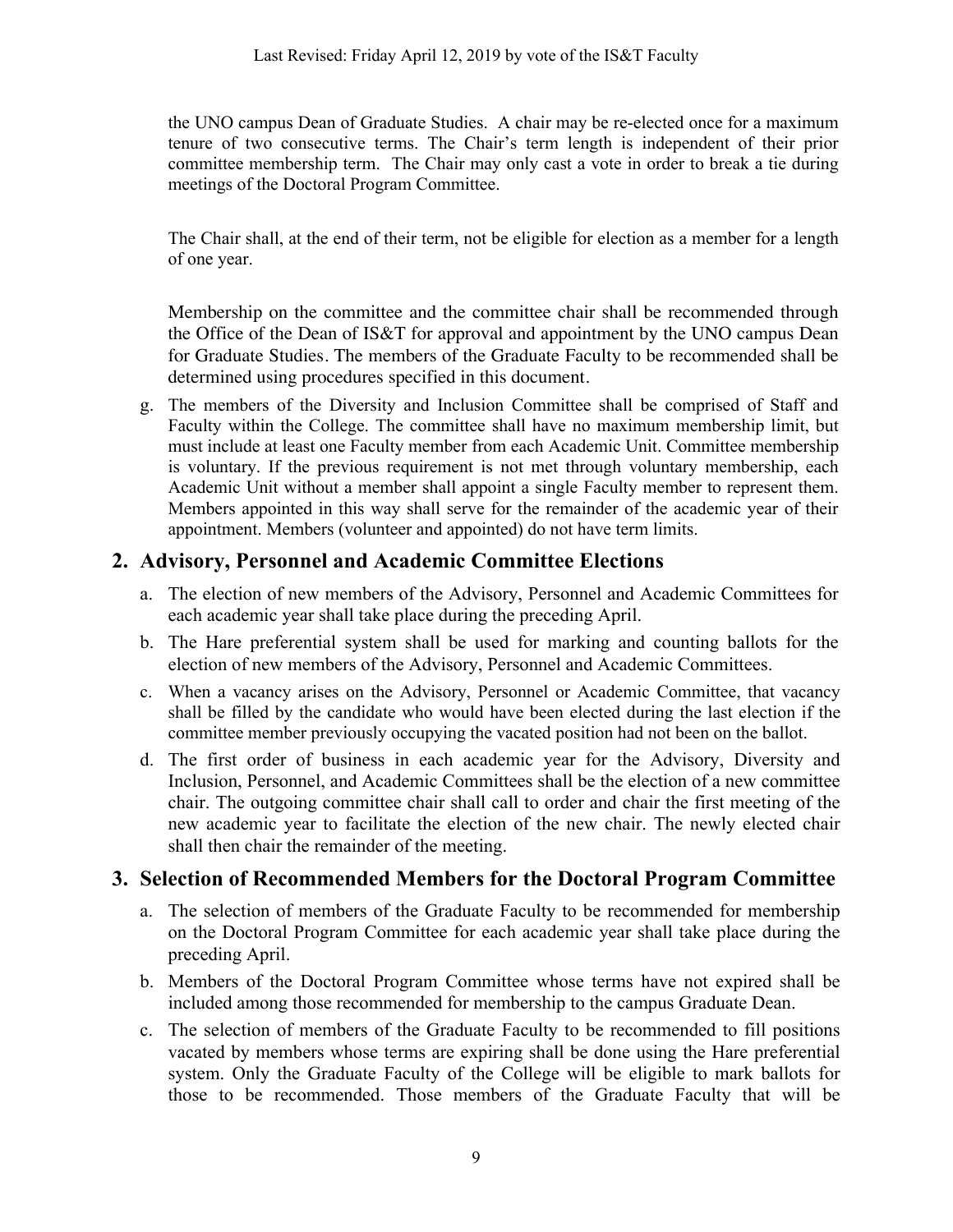the UNO campus Dean of Graduate Studies. A chair may be re-elected once for a maximum tenure of two consecutive terms. The Chair's term length is independent of their prior committee membership term. The Chair may only cast a vote in order to break a tie during meetings of the Doctoral Program Committee.

The Chair shall, at the end of their term, not be eligible for election as a member for a length of one year.

Membership on the committee and the committee chair shall be recommended through the Office of the Dean of IS&T for approval and appointment by the UNO campus Dean for Graduate Studies. The members of the Graduate Faculty to be recommended shall be determined using procedures specified in this document.

g. The members of the Diversity and Inclusion Committee shall be comprised of Staff and Faculty within the College. The committee shall have no maximum membership limit, but must include at least one Faculty member from each Academic Unit. Committee membership is voluntary. If the previous requirement is not met through voluntary membership, each Academic Unit without a member shall appoint a single Faculty member to represent them. Members appointed in this way shall serve for the remainder of the academic year of their appointment. Members (volunteer and appointed) do not have term limits.

## 2. Advisory, Personnel and Academic Committee Elections

a. The election of new members of the Advisory, Personnel and Academic Committees for each academic year shall take place during the preceding April.

b. The Hare preferential system shall be used for marking and counting ballots for the election of new members of the Advisory, Personnel and Academic Committees.

c. When a vacancy arises on the Advisory, Personnel or Academic Committee, that vacancy shall be filled by the candidate who would have been elected during the last election if the committee member previously occupying the vacated position had not been on the ballot.

d. The first order of business in each academic year for the Advisory, Diversity and Inclusion, Personnel, and Academic Committees shall be the election of a new committee chair. The outgoing committee chair shall call to order and chair the first meeting of the new academic year to facilitate the election of the new chair. The newly elected chair shall then chair the remainder of the meeting.

## 3. Selection of Recommended Members for the Doctoral Program Committee

a. The selection of members of the Graduate Faculty to be recommended for membership on the Doctoral Program Committee for each academic year shall take place during the preceding April.

b. Members of the Doctoral Program Committee whose terms have not expired shall be included among those recommended for membership to the campus Graduate Dean.

c. The selection of members of the Graduate Faculty to be recommended to fill positions vacated by members whose terms are expiring shall be done using the Hare preferential system. Only the Graduate Faculty of the College will be eligible to mark ballots for those to be recommended. Those members of the Graduate Faculty that will be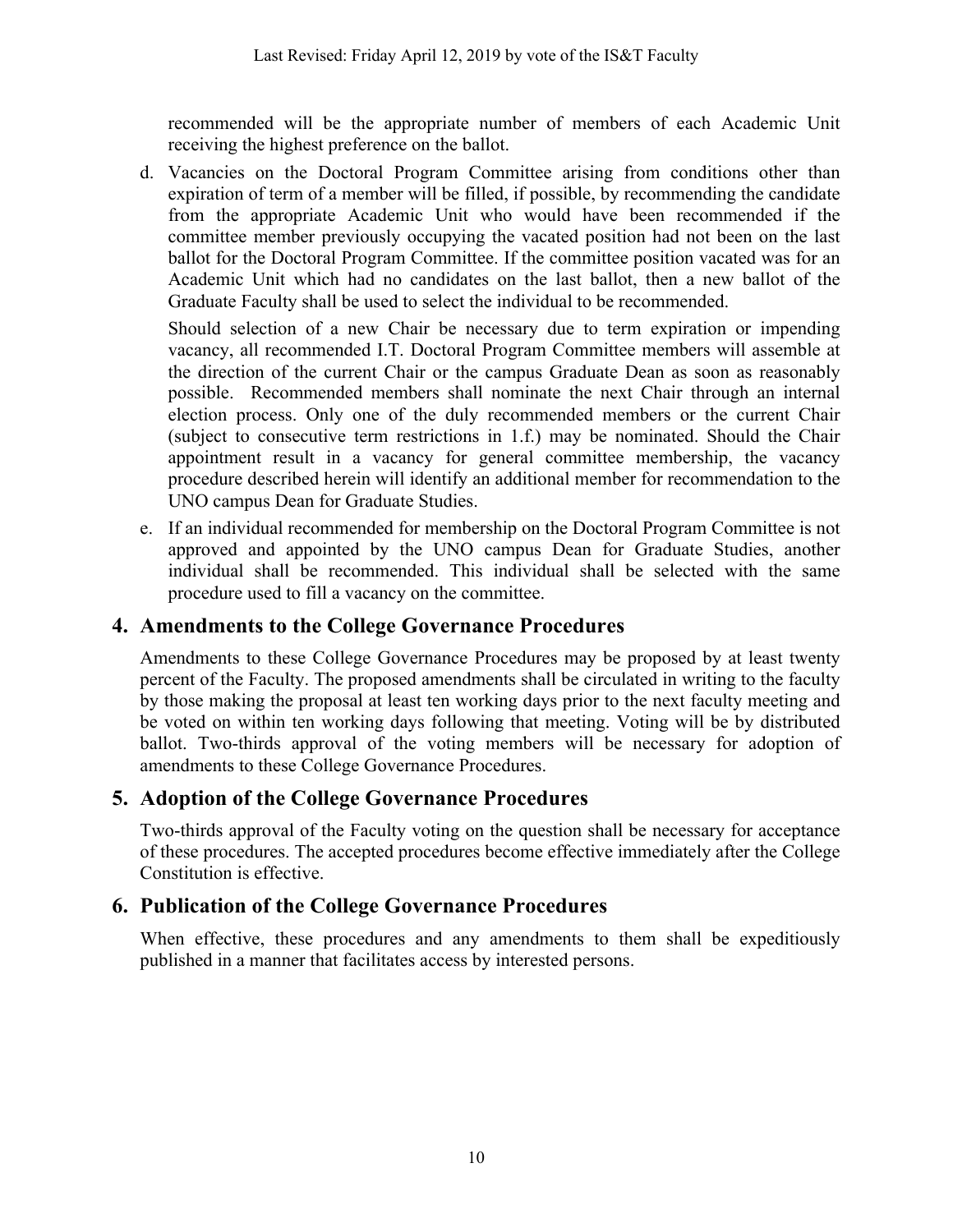recommended will be the appropriate number of members of each Academic Unit receiving the highest preference on the ballot.

d. Vacancies on the Doctoral Program Committee arising from conditions other than expiration of term of a member will be filled, if possible, by recommending the candidate from the appropriate Academic Unit who would have been recommended if the committee member previously occupying the vacated position had not been on the last ballot for the Doctoral Program Committee. If the committee position vacated was for an Academic Unit which had no candidates on the last ballot, then a new ballot of the Graduate Faculty shall be used to select the individual to be recommended.

   Should selection of a new Chair be necessary due to term expiration or impending vacancy, all recommended I.T. Doctoral Program Committee members will assemble at the direction of the current Chair or the campus Graduate Dean as soon as reasonably possible. Recommended members shall nominate the next Chair through an internal election process. Only one of the duly recommended members or the current Chair (subject to consecutive term restrictions in 1.f.) may be nominated. Should the Chair appointment result in a vacancy for general committee membership, the vacancy procedure described herein will identify an additional member for recommendation to the UNO campus Dean for Graduate Studies.

e. If an individual recommended for membership on the Doctoral Program Committee is not approved and appointed by the UNO campus Dean for Graduate Studies, another individual shall be recommended. This individual shall be selected with the same procedure used to fill a vacancy on the committee.

## 4. Amendments to the College Governance Procedures

Amendments to these College Governance Procedures may be proposed by at least twenty percent of the Faculty. The proposed amendments shall be circulated in writing to the faculty by those making the proposal at least ten working days prior to the next faculty meeting and be voted on within ten working days following that meeting. Voting will be by distributed ballot. Two-thirds approval of the voting members will be necessary for adoption of amendments to these College Governance Procedures.

## 5. Adoption of the College Governance Procedures

Two-thirds approval of the Faculty voting on the question shall be necessary for acceptance of these procedures. The accepted procedures become effective immediately after the College Constitution is effective.

## 6. Publication of the College Governance Procedures

When effective, these procedures and any amendments to them shall be expeditiously published in a manner that facilitates access by interested persons.